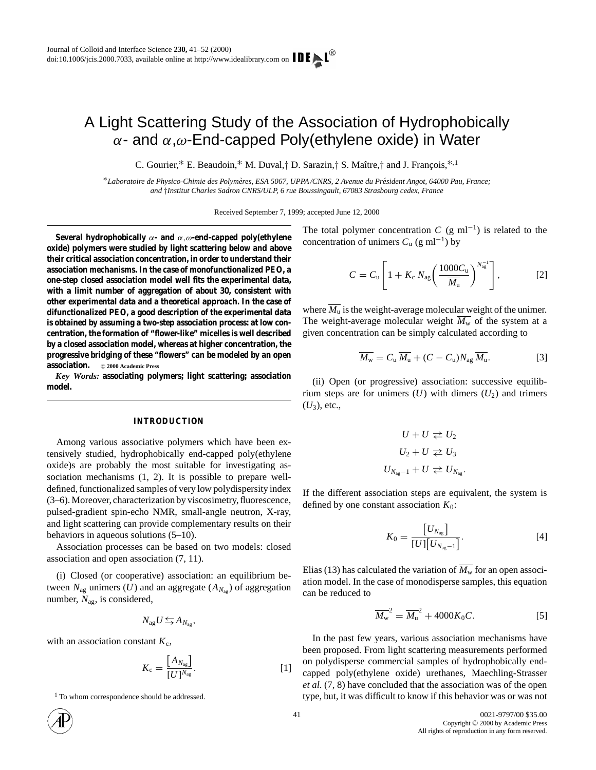# A Light Scattering Study of the Association of Hydrophobically $\alpha$- and $\alpha,\omega$-End-capped Poly(ethylene oxide) in Water

C. Gourier,* E. Beaudoin,* M. Duval,† D. Sarazin,† S. Maître,† and J. François,*[,1]

*Laboratoire de Physico-Chimie des Polymères, ESA 5067, UPPA/CNRS, 2 Avenue du Président Angot, 64000 Pau, France; and †Institut Charles Sadron CNRS/ULP, 6 rue Boussingault, 67083 Strasbourg cedex, France

Received September 7, 1999; accepted June 12, 2000

**Several hydrophobically $\alpha$- and $\alpha,\omega$-end-capped poly(ethylene oxide) polymers were studied by light scattering below and above their critical association concentration, in order to understand their association mechanisms. In the case of monofunctionalized PEO, a one-step closed association model well fits the experimental data, with a limit number of aggregation of about 30, consistent with other experimental data and a theoretical approach. In the case of difunctionalized PEO, a good description of the experimental data is obtained by assuming a two-step association process: at low concentration, the formation of "flower-like" micelles is well described by a closed association model, whereas at higher concentration, the progressive bridging of these "flowers" can be modeled by an open association.** © 2000 Academic Press

*Key Words:* **associating polymers; light scattering; association model.**

## INTRODUCTION

Among various associative polymers which have been extensively studied, hydrophobically end-capped poly(ethylene oxide)s are probably the most suitable for investigating association mechanisms (1, 2). It is possible to prepare well-defined, functionalized samples of very low polydispersity index (3–6). Moreover, characterization by viscosimetry, fluorescence, pulsed-gradient spin-echo NMR, small-angle neutron, X-ray, and light scattering can provide complementary results on their behaviors in aqueous solutions (5–10).

Association processes can be based on two models: closed association and open association (7, 11).

(i) Closed (or cooperative) association: an equilibrium between $N_{ag}$ unimers ($U$) and an aggregate ($A_{N_{ag}}$) of aggregation number, $N_{ag}$, is considered,

$$N_{ag}U \leftrightarrows A_{N_{ag}},$$

with an association constant $K_c$,

$$K_c = \frac{[A_{N_{ag}}]}{[U]^{N_{ag}}}. \qquad [1]$$

The total polymer concentration $C$ (g ml$^{-1}$) is related to the concentration of unimers $C_u$ (g ml$^{-1}$) by

$$C = C_u\left[1 + K_c\, N_{ag}\left(\frac{1000C_u}{\overline{M_u}}\right)^{N_{ag}^{-1}}\right], \qquad [2]$$

where $\overline{M_u}$ is the weight-average molecular weight of the unimer. The weight-average molecular weight $\overline{M_w}$ of the system at a given concentration can be simply calculated according to

$$\overline{M_w} = C_u\,\overline{M_u} + (C - C_u)N_{ag}\,\overline{M_u}. \qquad [3]$$

(ii) Open (or progressive) association: successive equilibrium steps are for unimers ($U$) with dimers ($U_2$) and trimers ($U_3$), etc.,

$$U + U \rightleftarrows U_2$$
$$U_2 + U \rightleftarrows U_3$$
$$U_{N_{ag}-1} + U \rightleftarrows U_{N_{ag}}.$$

If the different association steps are equivalent, the system is defined by one constant association $K_0$:

$$K_0 = \frac{[U_{N_{ag}}]}{[U][U_{N_{ag}-1}]}. \qquad [4]$$

Elias (13) has calculated the variation of $\overline{M_w}$ for an open association model. In the case of monodisperse samples, this equation can be reduced to

$$\overline{M_w}^2 = \overline{M_u}^2 + 4000K_0C. \qquad [5]$$

In the past few years, various association mechanisms have been proposed. From light scattering measurements performed on polydisperse commercial samples of hydrophobically end-capped poly(ethylene oxide) urethanes, Maechling-Strasser *et al.* (7, 8) have concluded that the association was of the open type, but, it was difficult to know if this behavior was or was not

[1] To whom correspondence should be addressed.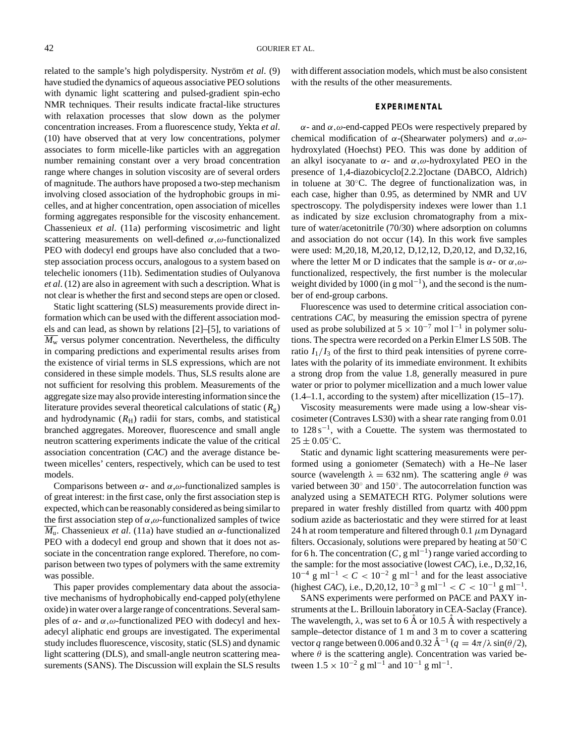related to the sample's high polydispersity. Nyström *et al*. (9) have studied the dynamics of aqueous associative PEO solutions with dynamic light scattering and pulsed-gradient spin-echo NMR techniques. Their results indicate fractal-like structures with relaxation processes that slow down as the polymer concentration increases. From a fluorescence study, Yekta *et al*. (10) have observed that at very low concentrations, polymer associates to form micelle-like particles with an aggregation number remaining constant over a very broad concentration range where changes in solution viscosity are of several orders of magnitude. The authors have proposed a two-step mechanism involving closed association of the hydrophobic groups in micelles, and at higher concentration, open association of micelles forming aggregates responsible for the viscosity enhancement. Chassenieux *et al*. (11a) performing viscosimetric and light scattering measurements on well-defined $\alpha,\omega$-functionalized PEO with dodecyl end groups have also concluded that a two-step association process occurs, analogous to a system based on telechelic ionomers (11b). Sedimentation studies of Oulyanova *et al*. (12) are also in agreement with such a description. What is not clear is whether the first and second steps are open or closed.

Static light scattering (SLS) measurements provide direct information which can be used with the different association models and can lead, as shown by relations [2]–[5], to variations of $\overline{M_w}$ versus polymer concentration. Nevertheless, the difficulty in comparing predictions and experimental results arises from the existence of virial terms in SLS expressions, which are not considered in these simple models. Thus, SLS results alone are not sufficient for resolving this problem. Measurements of the aggregate size may also provide interesting information since the literature provides several theoretical calculations of static ($R_g$) and hydrodynamic ($R_H$) radii for stars, combs, and statistical branched aggregates. Moreover, fluorescence and small angle neutron scattering experiments indicate the value of the critical association concentration (*CAC*) and the average distance between micelles' centers, respectively, which can be used to test models.

Comparisons between $\alpha$- and $\alpha,\omega$-functionalized samples is of great interest: in the first case, only the first association step is expected, which can be reasonably considered as being similar to the first association step of $\alpha,\omega$-functionalized samples of twice $\overline{M_u}$. Chassenieux *et al*. (11a) have studied an $\alpha$-functionalized PEO with a dodecyl end group and shown that it does not associate in the concentration range explored. Therefore, no comparison between two types of polymers with the same extremity was possible.

This paper provides complementary data about the associative mechanisms of hydrophobically end-capped poly(ethylene oxide) in water over a large range of concentrations. Several samples of $\alpha$- and $\alpha,\omega$-functionalized PEO with dodecyl and hexadecyl aliphatic end groups are investigated. The experimental study includes fluorescence, viscosity, static (SLS) and dynamic light scattering (DLS), and small-angle neutron scattering measurements (SANS). The Discussion will explain the SLS results with different association models, which must be also consistent with the results of the other measurements.

## EXPERIMENTAL

$\alpha$- and $\alpha,\omega$-end-capped PEOs were respectively prepared by chemical modification of $\alpha$-(Shearwater polymers) and $\alpha,\omega$-hydroxylated (Hoechst) PEO. This was done by addition of an alkyl isocyanate to $\alpha$- and $\alpha,\omega$-hydroxylated PEO in the presence of 1,4-diazobicyclo[2.2.2]octane (DABCO, Aldrich) in toluene at 30°C. The degree of functionalization was, in each case, higher than 0.95, as determined by NMR and UV spectroscopy. The polydispersity indexes were lower than 1.1 as indicated by size exclusion chromatography from a mixture of water/acetonitrile (70/30) where adsorption on columns and association do not occur (14). In this work five samples were used: M,20,18, M,20,12, D,12,12, D,20,12, and D,32,16, where the letter M or D indicates that the sample is $\alpha$- or $\alpha,\omega$-functionalized, respectively, the first number is the molecular weight divided by 1000 (in g mol$^{-1}$), and the second is the number of end-group carbons.

Fluorescence was used to determine critical association concentrations *CAC*, by measuring the emission spectra of pyrene used as probe solubilized at $5 \times 10^{-7}$ mol l$^{-1}$ in polymer solutions. The spectra were recorded on a Perkin Elmer LS 50B. The ratio $I_1/I_3$ of the first to third peak intensities of pyrene correlates with the polarity of its immediate environment. It exhibits a strong drop from the value 1.8, generally measured in pure water or prior to polymer micellization and a much lower value (1.4–1.1, according to the system) after micellization (15–17).

Viscosity measurements were made using a low-shear viscosimeter (Contraves LS30) with a shear rate ranging from 0.01 to 128 s$^{-1}$, with a Couette. The system was thermostated to $25 \pm 0.05$°C.

Static and dynamic light scattering measurements were performed using a goniometer (Sematech) with a He–Ne laser source (wavelength $\lambda = 632$ nm). The scattering angle $\theta$ was varied between 30° and 150°. The autocorrelation function was analyzed using a SEMATECH RTG. Polymer solutions were prepared in water freshly distilled from quartz with 400 ppm sodium azide as bacteriostatic and they were stirred for at least 24 h at room temperature and filtered through 0.1 $\mu$m Dynagard filters. Occasionaly, solutions were prepared by heating at 50°C for 6 h. The concentration ($C$, g ml$^{-1}$) range varied according to the sample: for the most associative (lowest *CAC*), i.e., D,32,16, $10^{-4}$ g ml$^{-1}$ $< C <$ $10^{-2}$ g ml$^{-1}$ and for the least associative (highest *CAC*), i.e., D,20,12, $10^{-3}$ g ml$^{-1}$ $< C <$ $10^{-1}$ g ml$^{-1}$.

SANS experiments were performed on PACE and PAXY instruments at the L. Brillouin laboratory in CEA-Saclay (France). The wavelength, $\lambda$, was set to 6 Å or 10.5 Å with respectively a sample–detector distance of 1 m and 3 m to cover a scattering vector $q$ range between 0.006 and 0.32 Å$^{-1}$ ($q = 4\pi/\lambda \sin(\theta/2)$, where $\theta$ is the scattering angle). Concentration was varied between $1.5 \times 10^{-2}$ g ml$^{-1}$ and $10^{-1}$ g ml$^{-1}$.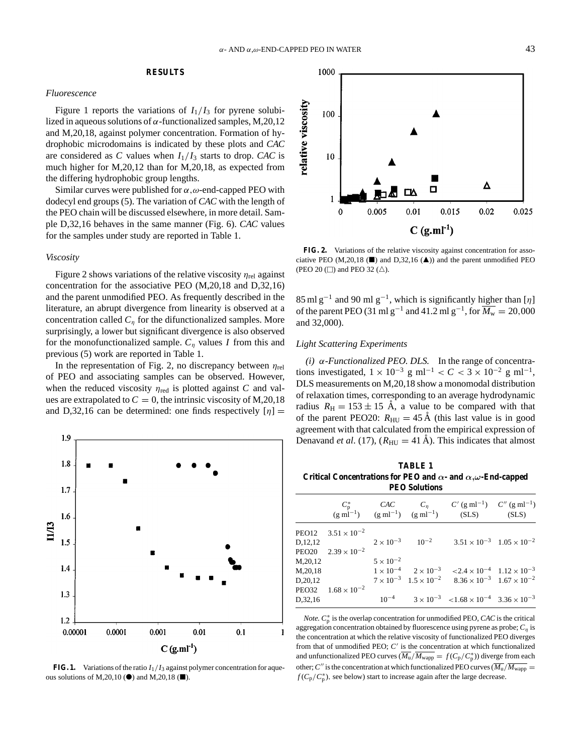## RESULTS

### Fluorescence

Figure 1 reports the variations of $I_1/I_3$ for pyrene solubilized in aqueous solutions of $\alpha$-functionalized samples, M,20,12 and M,20,18, against polymer concentration. Formation of hydrophobic microdomains is indicated by these plots and *CAC* are considered as *C* values when $I_1/I_3$ starts to drop. *CAC* is much higher for M,20,12 than for M,20,18, as expected from the differing hydrophobic group lengths.

Similar curves were published for $\alpha,\omega$-end-capped PEO with dodecyl end groups (5). The variation of *CAC* with the length of the PEO chain will be discussed elsewhere, in more detail. Sample D,32,16 behaves in the same manner (Fig. 6). *CAC* values for the samples under study are reported in Table 1.

### Viscosity

Figure 2 shows variations of the relative viscosity $\eta_{\mathrm{rel}}$ against concentration for the associative PEO (M,20,18 and D,32,16) and the parent unmodified PEO. As frequently described in the literature, an abrupt divergence from linearity is observed at a concentration called $C_\eta$ for the difunctionalized samples. More surprisingly, a lower but significant divergence is also observed for the monofunctionalized sample. $C_\eta$ values *I* from this and previous (5) work are reported in Table 1.

In the representation of Fig. 2, no discrepancy between $\eta_{\mathrm{rel}}$ of PEO and associating samples can be observed. However, when the reduced viscosity $\eta_{\mathrm{red}}$ is plotted against *C* and values are extrapolated to $C = 0$, the intrinsic viscosity of M,20,18 and D,32,16 can be determined: one finds respectively $[\eta] =$ 85 ml g$^{-1}$ and 90 ml g$^{-1}$, which is significantly higher than $[\eta]$ of the parent PEO (31 ml g$^{-1}$ and 41.2 ml g$^{-1}$, for $\overline{M_w} = 20{,}000$ and 32,000).

**FIG. 1.** Variations of the ratio $I_1/I_3$ against polymer concentration for aqueous solutions of M,20,10 (●) and M,20,18 (■).

**FIG. 2.** Variations of the relative viscosity against concentration for associative PEO (M,20,18 (■) and D,32,16 (▲)) and the parent unmodified PEO (PEO 20 (□) and PEO 32 (△).

### Light Scattering Experiments

*(i) $\alpha$-Functionalized PEO. DLS.* In the range of concentrations investigated, $1 \times 10^{-3}$ g ml$^{-1} < C < 3 \times 10^{-2}$ g ml$^{-1}$, DLS measurements on M,20,18 show a monomodal distribution of relaxation times, corresponding to an average hydrodynamic radius $R_{\mathrm{H}} = 153 \pm 15$ Å, a value to be compared with that of the parent PEO20: $R_{\mathrm{HU}} = 45$ Å (this last value is in good agreement with that calculated from the empirical expression of Denavand *et al.* (17), ($R_{\mathrm{HU}} = 41$ Å). This indicates that almost

**TABLE 1**
**Critical Concentrations for PEO and $\alpha$- and $\alpha,\omega$-End-capped PEO Solutions**

| | $C_{\mathrm{p}}^*$ (g ml$^{-1}$) | *CAC* (g ml$^{-1}$) | $C_\eta$ (g ml$^{-1}$) | $C'$ (g ml$^{-1}$) (SLS) | $C''$ (g ml$^{-1}$) (SLS) |
|---|---|---|---|---|---|
| PEO12 | $3.51 \times 10^{-2}$ | | | | |
| D,12,12 | | $2 \times 10^{-3}$ | $10^{-2}$ | $3.51 \times 10^{-3}$ | $1.05 \times 10^{-2}$ |
| PEO20 | $2.39 \times 10^{-2}$ | | | | |
| M,20,12 | | $5 \times 10^{-2}$ | | | |
| M,20,18 | | $1 \times 10^{-4}$ | $2 \times 10^{-3}$ | $<2.4 \times 10^{-4}$ | $1.12 \times 10^{-3}$ |
| D,20,12 | | $7 \times 10^{-3}$ | $1.5 \times 10^{-2}$ | $8.36 \times 10^{-3}$ | $1.67 \times 10^{-2}$ |
| PEO32 | $1.68 \times 10^{-2}$ | | | | |
| D,32,16 | | $10^{-4}$ | $3 \times 10^{-3}$ | $<1.68 \times 10^{-4}$ | $3.36 \times 10^{-3}$ |

*Note.* $C_{\mathrm{p}}^*$ is the overlap concentration for unmodified PEO, *CAC* is the critical aggregation concentration obtained by fluorescence using pyrene as probe; $C_\eta$ is the concentration at which the relative viscosity of functionalized PEO diverges from that of unmodified PEO; $C'$ is the concentration at which functionalized and unfunctionalized PEO curves ($\overline{M_{\mathrm{u}}}/\overline{M_{\mathrm{wapp}}} = f(C_{\mathrm{p}}/C_{\mathrm{p}}^*)$) diverge from each other; $C''$ is the concentration at which functionalized PEO curves ($\overline{M_{\mathrm{u}}}/\overline{M_{\mathrm{wapp}}} = f(C_{\mathrm{p}}/C_{\mathrm{p}}^*)$, see below) start to increase again after the large decrease.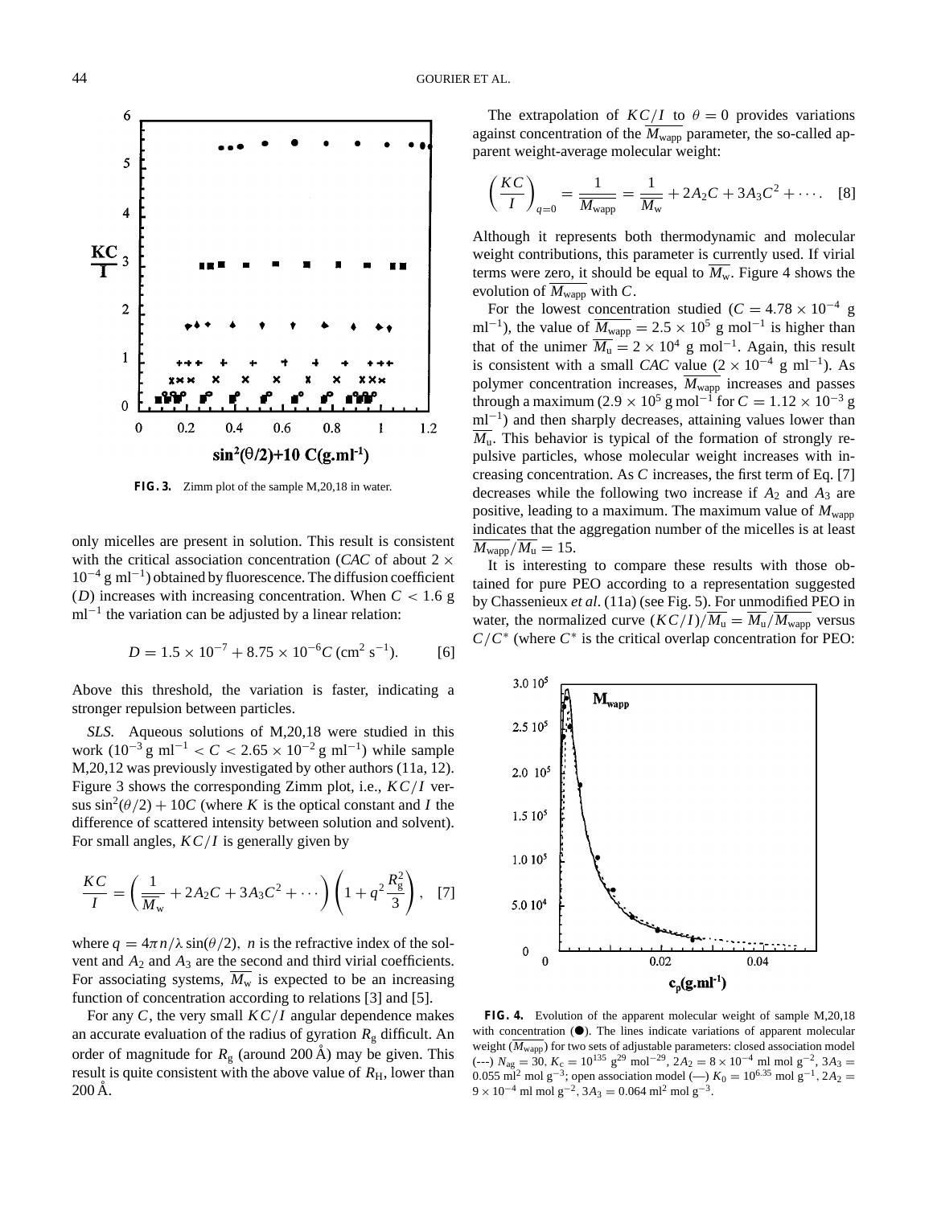FIG. 3. Zimm plot of the sample M,20,18 in water.

only micelles are present in solution. This result is consistent with the critical association concentration (*CAC* of about $2 \times 10^{-4}$ g ml$^{-1}$) obtained by fluorescence. The diffusion coefficient ($D$) increases with increasing concentration. When $C < 1.6$ g ml$^{-1}$ the variation can be adjusted by a linear relation:

$$D = 1.5 \times 10^{-7} + 8.75 \times 10^{-6} C \ (\text{cm}^2\ \text{s}^{-1}). \quad [6]$$

Above this threshold, the variation is faster, indicating a stronger repulsion between particles.

*SLS.* Aqueous solutions of M,20,18 were studied in this work ($10^{-3}$ g ml$^{-1}$ $< C < 2.65 \times 10^{-2}$ g ml$^{-1}$) while sample M,20,12 was previously investigated by other authors (11a, 12). Figure 3 shows the corresponding Zimm plot, i.e., $KC/I$ versus $\sin^2(\theta/2) + 10C$ (where $K$ is the optical constant and $I$ the difference of scattered intensity between solution and solvent). For small angles, $KC/I$ is generally given by

$$\frac{KC}{I} = \left(\frac{1}{\overline{M_\text{w}}} + 2A_2C + 3A_3C^2 + \cdots\right)\left(1 + q^2\frac{R_\text{g}^2}{3}\right), \quad [7]$$

where $q = 4\pi n/\lambda \sin(\theta/2)$, $n$ is the refractive index of the solvent and $A_2$ and $A_3$ are the second and third virial coefficients. For associating systems, $\overline{M_\text{w}}$ is expected to be an increasing function of concentration according to relations [3] and [5].

For any $C$, the very small $KC/I$ angular dependence makes an accurate evaluation of the radius of gyration $R_\text{g}$ difficult. An order of magnitude for $R_\text{g}$ (around 200 Å) may be given. This result is quite consistent with the above value of $R_\text{H}$, lower than 200 Å.

The extrapolation of $KC/I$ to $\theta = 0$ provides variations against concentration of the $\overline{M_\text{wapp}}$ parameter, the so-called apparent weight-average molecular weight:

$$\left(\frac{KC}{I}\right)_{q=0} = \frac{1}{\overline{M_\text{wapp}}} = \frac{1}{\overline{M_\text{w}}} + 2A_2C + 3A_3C^2 + \cdots. \quad [8]$$

Although it represents both thermodynamic and molecular weight contributions, this parameter is currently used. If virial terms were zero, it should be equal to $\overline{M_\text{w}}$. Figure 4 shows the evolution of $\overline{M_\text{wapp}}$ with $C$.

For the lowest concentration studied ($C = 4.78 \times 10^{-4}$ g ml$^{-1}$), the value of $\overline{M_\text{wapp}} = 2.5 \times 10^5$ g mol$^{-1}$ is higher than that of the unimer $\overline{M_\text{u}} = 2 \times 10^4$ g mol$^{-1}$. Again, this result is consistent with a small *CAC* value ($2 \times 10^{-4}$ g ml$^{-1}$). As polymer concentration increases, $\overline{M_\text{wapp}}$ increases and passes through a maximum ($2.9 \times 10^5$ g mol$^{-1}$ for $C = 1.12 \times 10^{-3}$ g ml$^{-1}$) and then sharply decreases, attaining values lower than $\overline{M_\text{u}}$. This behavior is typical of the formation of strongly repulsive particles, whose molecular weight increases with increasing concentration. As $C$ increases, the first term of Eq. [7] decreases while the following two increase if $A_2$ and $A_3$ are positive, leading to a maximum. The maximum value of $M_\text{wapp}$ indicates that the aggregation number of the micelles is at least $\overline{M_\text{wapp}}/\overline{M_\text{u}} = 15$.

It is interesting to compare these results with those obtained for pure PEO according to a representation suggested by Chassenieux *et al.* (11a) (see Fig. 5). For unmodified PEO in water, the normalized curve $(KC/I)/\overline{M_\text{u}} = \overline{M_\text{u}}/\overline{M_\text{wapp}}$ versus $C/C^*$ (where $C^*$ is the critical overlap concentration for PEO:

FIG. 4. Evolution of the apparent molecular weight of sample M,20,18 with concentration (●). The lines indicate variations of apparent molecular weight ($\overline{M_\text{wapp}}$) for two sets of adjustable parameters: closed association model (---) $N_\text{ag} = 30$, $K_\text{c} = 10^{135}$ g$^{29}$ mol$^{-29}$, $2A_2 = 8 \times 10^{-4}$ ml mol g$^{-2}$, $3A_3 = 0.055$ ml$^2$ mol g$^{-3}$; open association model (—) $K_0 = 10^{6.35}$ mol g$^{-1}$, $2A_2 = 9 \times 10^{-4}$ ml mol g$^{-2}$, $3A_3 = 0.064$ ml$^2$ mol g$^{-3}$.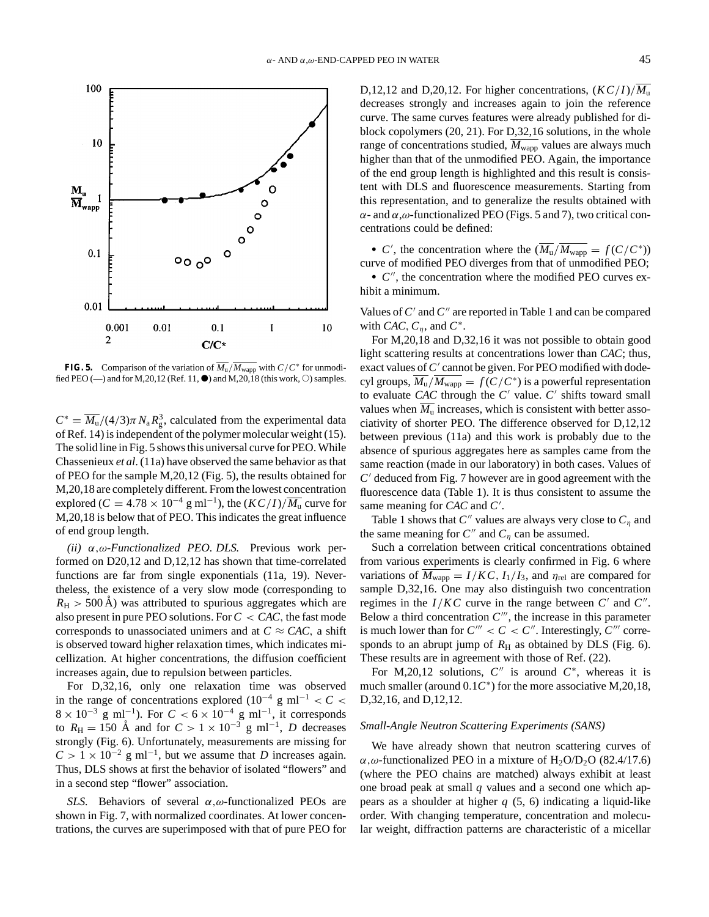**FIG. 5.** Comparison of the variation of $\overline{M_u}/\overline{M_{wapp}}$ with $C/C^*$ for unmodified PEO (—) and for M,20,12 (Ref. 11, ●) and M,20,18 (this work, ○) samples.

$C^* = \overline{M_u}/(4/3)\pi N_a R_g^3$, calculated from the experimental data of Ref. 14) is independent of the polymer molecular weight (15). The solid line in Fig. 5 shows this universal curve for PEO. While Chassenieux *et al*. (11a) have observed the same behavior as that of PEO for the sample M,20,12 (Fig. 5), the results obtained for M,20,18 are completely different. From the lowest concentration explored ($C = 4.78 \times 10^{-4}$ g ml$^{-1}$), the $(KC/I)/\overline{M_u}$ curve for M,20,18 is below that of PEO. This indicates the great influence of end group length.

*(ii) α,ω-Functionalized PEO. DLS.* Previous work performed on D20,12 and D,12,12 has shown that time-correlated functions are far from single exponentials (11a, 19). Nevertheless, the existence of a very slow mode (corresponding to $R_H > 500$ Å) was attributed to spurious aggregates which are also present in pure PEO solutions. For $C < CAC$, the fast mode corresponds to unassociated unimers and at $C \approx CAC$, a shift is observed toward higher relaxation times, which indicates micellization. At higher concentrations, the diffusion coefficient increases again, due to repulsion between particles.

For D,32,16, only one relaxation time was observed in the range of concentrations explored ($10^{-4}$ g ml$^{-1}$ $< C <$ $8 \times 10^{-3}$ g ml$^{-1}$). For $C < 6 \times 10^{-4}$ g ml$^{-1}$, it corresponds to $R_H = 150$ Å and for $C > 1 \times 10^{-3}$ g ml$^{-1}$, $D$ decreases strongly (Fig. 6). Unfortunately, measurements are missing for $C > 1 \times 10^{-2}$ g ml$^{-1}$, but we assume that $D$ increases again. Thus, DLS shows at first the behavior of isolated "flowers" and in a second step "flower" association.

*SLS.* Behaviors of several α,ω-functionalized PEOs are shown in Fig. 7, with normalized coordinates. At lower concentrations, the curves are superimposed with that of pure PEO for D,12,12 and D,20,12. For higher concentrations, $(KC/I)/\overline{M_u}$ decreases strongly and increases again to join the reference curve. The same curves features were already published for diblock copolymers (20, 21). For D,32,16 solutions, in the whole range of concentrations studied, $\overline{M_{wapp}}$ values are always much higher than that of the unmodified PEO. Again, the importance of the end group length is highlighted and this result is consistent with DLS and fluorescence measurements. Starting from this representation, and to generalize the results obtained with α- and α,ω-functionalized PEO (Figs. 5 and 7), two critical concentrations could be defined:

- $C'$, the concentration where the $(\overline{M_u}/\overline{M_{wapp}} = f(C/C^*))$ curve of modified PEO diverges from that of unmodified PEO;
- $C''$, the concentration where the modified PEO curves exhibit a minimum.

Values of $C'$ and $C''$ are reported in Table 1 and can be compared with *CAC*, $C_\eta$, and $C^*$.

For M,20,18 and D,32,16 it was not possible to obtain good light scattering results at concentrations lower than *CAC*; thus, exact values of $C'$ cannot be given. For PEO modified with dodecyl groups, $\overline{M_u}/\overline{M_{wapp}} = f(C/C^*)$ is a powerful representation to evaluate *CAC* through the $C'$ value. $C'$ shifts toward small values when $\overline{M_u}$ increases, which is consistent with better associativity of shorter PEO. The difference observed for D,12,12 between previous (11a) and this work is probably due to the absence of spurious aggregates here as samples came from the same reaction (made in our laboratory) in both cases. Values of $C'$ deduced from Fig. 7 however are in good agreement with the fluorescence data (Table 1). It is thus consistent to assume the same meaning for *CAC* and $C'$.

Table 1 shows that $C''$ values are always very close to $C_\eta$ and the same meaning for $C''$ and $C_\eta$ can be assumed.

Such a correlation between critical concentrations obtained from various experiments is clearly confirmed in Fig. 6 where variations of $\overline{M_{wapp}} = I/KC$, $I_1/I_3$, and $\eta_{rel}$ are compared for sample D,32,16. One may also distinguish two concentration regimes in the $I/KC$ curve in the range between $C'$ and $C''$. Below a third concentration $C'''$, the increase in this parameter is much lower than for $C''' < C < C''$. Interestingly, $C'''$ corresponds to an abrupt jump of $R_H$ as obtained by DLS (Fig. 6). These results are in agreement with those of Ref. (22).

For M,20,12 solutions, $C''$ is around $C^*$, whereas it is much smaller (around $0.1C^*$) for the more associative M,20,18, D,32,16, and D,12,12.

### Small-Angle Neutron Scattering Experiments (SANS)

We have already shown that neutron scattering curves of α,ω-functionalized PEO in a mixture of $H_2O/D_2O$ (82.4/17.6) (where the PEO chains are matched) always exhibit at least one broad peak at small $q$ values and a second one which appears as a shoulder at higher $q$ (5, 6) indicating a liquid-like order. With changing temperature, concentration and molecular weight, diffraction patterns are characteristic of a micellar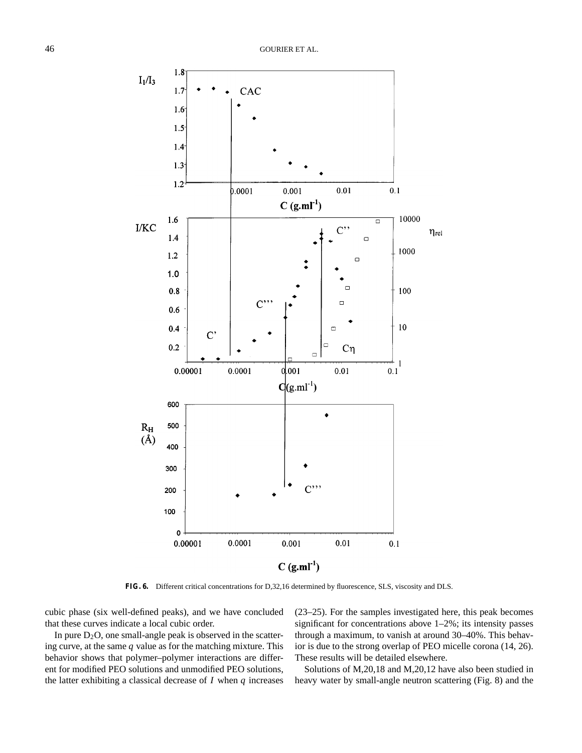**FIG. 6.** Different critical concentrations for D,32,16 determined by fluorescence, SLS, viscosity and DLS.

cubic phase (six well-defined peaks), and we have concluded that these curves indicate a local cubic order.

In pure $D_2O$, one small-angle peak is observed in the scattering curve, at the same $q$ value as for the matching mixture. This behavior shows that polymer–polymer interactions are different for modified PEO solutions and unmodified PEO solutions, the latter exhibiting a classical decrease of $I$ when $q$ increases (23–25). For the samples investigated here, this peak becomes significant for concentrations above 1–2%; its intensity passes through a maximum, to vanish at around 30–40%. This behavior is due to the strong overlap of PEO micelle corona (14, 26). These results will be detailed elsewhere.

Solutions of M,20,18 and M,20,12 have also been studied in heavy water by small-angle neutron scattering (Fig. 8) and the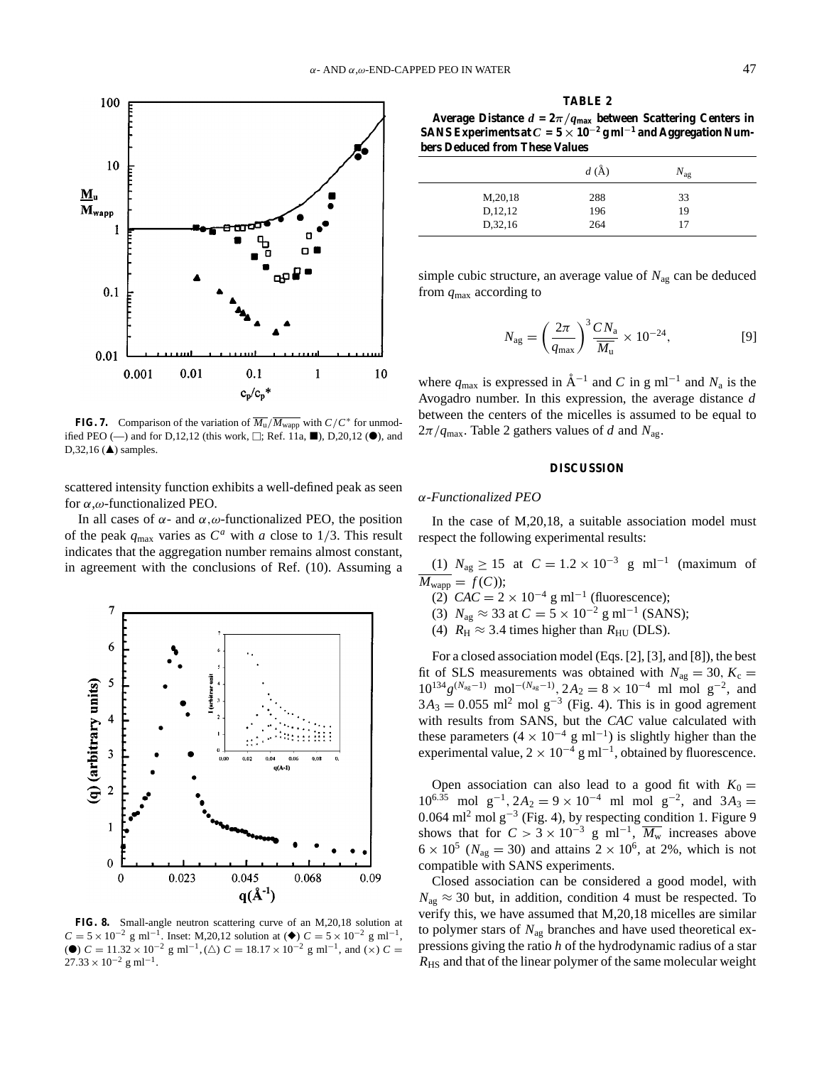**FIG. 7.** Comparison of the variation of $\overline{M_u}/\overline{M_{wapp}}$ with $C/C^*$ for unmodified PEO (—) and for D,12,12 (this work, □; Ref. 11a, ■), D,20,12 (●), and D,32,16 (▲) samples.

scattered intensity function exhibits a well-defined peak as seen for $\alpha,\omega$-functionalized PEO.

In all cases of $\alpha$- and $\alpha,\omega$-functionalized PEO, the position of the peak $q_{max}$ varies as $C^a$ with $a$ close to 1/3. This result indicates that the aggregation number remains almost constant, in agreement with the conclusions of Ref. (10). Assuming a simple cubic structure, an average value of $N_{ag}$ can be deduced from $q_{max}$ according to

$$N_{ag} = \left(\frac{2\pi}{q_{max}}\right)^3 \frac{C N_a}{\overline{M_u}} \times 10^{-24}, \qquad [9]$$

where $q_{max}$ is expressed in Å$^{-1}$ and $C$ in g ml$^{-1}$ and $N_a$ is the Avogadro number. In this expression, the average distance $d$ between the centers of the micelles is assumed to be equal to $2\pi/q_{max}$. Table 2 gathers values of $d$ and $N_{ag}$.

**FIG. 8.** Small-angle neutron scattering curve of an M,20,18 solution at $C = 5 \times 10^{-2}$ g ml$^{-1}$. Inset: M,20,12 solution at (◆) $C = 5 \times 10^{-2}$ g ml$^{-1}$, (●) $C = 11.32 \times 10^{-2}$ g ml$^{-1}$, (△) $C = 18.17 \times 10^{-2}$ g ml$^{-1}$, and (×) $C = 27.33 \times 10^{-2}$ g ml$^{-1}$.

**TABLE 2**

**Average Distance $d = 2\pi/q_{max}$ between Scattering Centers in SANS Experiments at $C = 5 \times 10^{-2}$ g ml$^{-1}$ and Aggregation Numbers Deduced from These Values**

| | $d$ (Å) | $N_{ag}$ |
|---|---|---|
| M,20,18 | 288 | 33 |
| D,12,12 | 196 | 19 |
| D,32,16 | 264 | 17 |

## DISCUSSION

### *α-Functionalized PEO*

In the case of M,20,18, a suitable association model must respect the following experimental results:

(1) $N_{ag} \geq 15$ at $C = 1.2 \times 10^{-3}$ g ml$^{-1}$ (maximum of $\overline{M_{wapp}} = f(C)$);
(2) $CAC = 2 \times 10^{-4}$ g ml$^{-1}$ (fluorescence);
(3) $N_{ag} \approx 33$ at $C = 5 \times 10^{-2}$ g ml$^{-1}$ (SANS);
(4) $R_H \approx 3.4$ times higher than $R_{HU}$ (DLS).

For a closed association model (Eqs. [2], [3], and [8]), the best fit of SLS measurements was obtained with $N_{ag} = 30$, $K_c = 10^{134} g^{(N_{ag}-1)}$ mol$^{-(N_{ag}-1)}$, $2A_2 = 8 \times 10^{-4}$ ml mol g$^{-2}$, and $3A_3 = 0.055$ ml$^2$ mol g$^{-3}$ (Fig. 4). This is in good agrement with results from SANS, but the $CAC$ value calculated with these parameters ($4 \times 10^{-4}$ g ml$^{-1}$) is slightly higher than the experimental value, $2 \times 10^{-4}$ g ml$^{-1}$, obtained by fluorescence.

Open association can also lead to a good fit with $K_0 = 10^{6.35}$ mol g$^{-1}$, $2A_2 = 9 \times 10^{-4}$ ml mol g$^{-2}$, and $3A_3 = 0.064$ ml$^2$ mol g$^{-3}$ (Fig. 4), by respecting condition 1. Figure 9 shows that for $C > 3 \times 10^{-3}$ g ml$^{-1}$, $\overline{M_w}$ increases above $6 \times 10^5$ ($N_{ag} = 30$) and attains $2 \times 10^6$, at 2%, which is not compatible with SANS experiments.

Closed association can be considered a good model, with $N_{ag} \approx 30$ but, in addition, condition 4 must be respected. To verify this, we have assumed that M,20,18 micelles are similar to polymer stars of $N_{ag}$ branches and have used theoretical expressions giving the ratio $h$ of the hydrodynamic radius of a star $R_{HS}$ and that of the linear polymer of the same molecular weight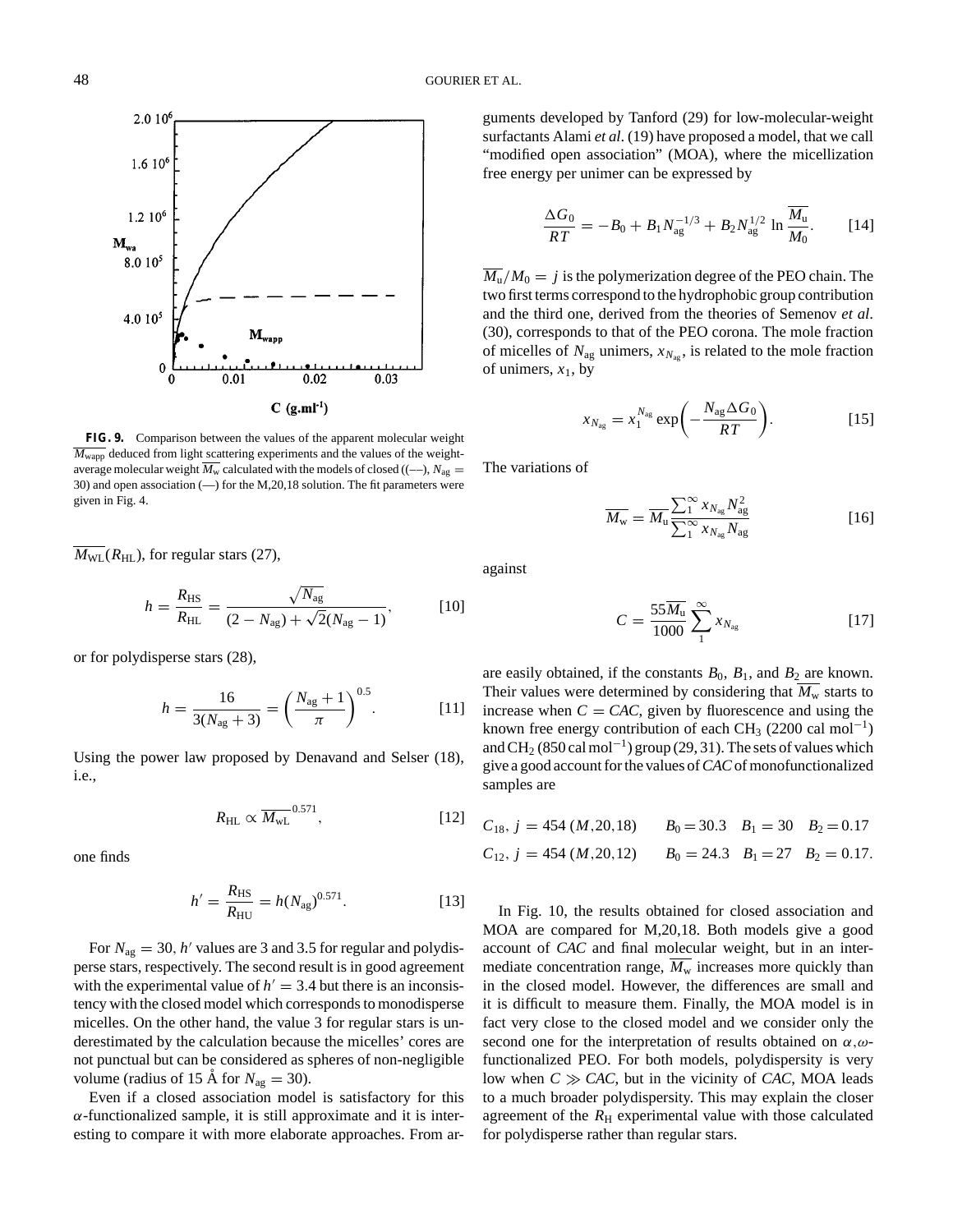**FIG. 9.** Comparison between the values of the apparent molecular weight $\overline{M_{\rm wapp}}$ deduced from light scattering experiments and the values of the weight-average molecular weight $\overline{M_{\rm w}}$ calculated with the models of closed ((––), $N_{\rm ag} = 30$) and open association (—) for the M,20,18 solution. The fit parameters were given in Fig. 4.

$\overline{M_{\rm WL}}(R_{\rm HL})$, for regular stars (27),

$$h = \frac{R_{\rm HS}}{R_{\rm HL}} = \frac{\sqrt{N_{\rm ag}}}{(2 - N_{\rm ag}) + \sqrt{2}(N_{\rm ag} - 1)}, \qquad [10]$$

or for polydisperse stars (28),

$$h = \frac{16}{3(N_{\rm ag} + 3)} = \left(\frac{N_{\rm ag} + 1}{\pi}\right)^{0.5}. \qquad [11]$$

Using the power law proposed by Denavand and Selser (18), i.e.,

$$R_{\rm HL} \propto \overline{M_{\rm wL}}^{0.571}, \qquad [12]$$

one finds

$$h' = \frac{R_{\rm HS}}{R_{\rm HU}} = h(N_{\rm ag})^{0.571}. \qquad [13]$$

For $N_{\rm ag} = 30$, $h'$ values are 3 and 3.5 for regular and polydisperse stars, respectively. The second result is in good agreement with the experimental value of $h' = 3.4$ but there is an inconsistency with the closed model which corresponds to monodisperse micelles. On the other hand, the value 3 for regular stars is underestimated by the calculation because the micelles' cores are not punctual but can be considered as spheres of non-negligible volume (radius of 15 Å for $N_{\rm ag} = 30$).

Even if a closed association model is satisfactory for this $\alpha$-functionalized sample, it is still approximate and it is interesting to compare it with more elaborate approaches. From arguments developed by Tanford (29) for low-molecular-weight surfactants Alami *et al*. (19) have proposed a model, that we call "modified open association" (MOA), where the micellization free energy per unimer can be expressed by

$$\frac{\Delta G_0}{RT} = -B_0 + B_1 N_{\rm ag}^{-1/3} + B_2 N_{\rm ag}^{1/2} \ln \frac{\overline{M_{\rm u}}}{M_0}. \qquad [14]$$

$\overline{M_{\rm u}}/M_0 = j$ is the polymerization degree of the PEO chain. The two first terms correspond to the hydrophobic group contribution and the third one, derived from the theories of Semenov *et al*. (30), corresponds to that of the PEO corona. The mole fraction of micelles of $N_{\rm ag}$ unimers, $x_{N_{\rm ag}}$, is related to the mole fraction of unimers, $x_1$, by

$$x_{N_{\rm ag}} = x_1^{N_{\rm ag}} \exp\left(-\frac{N_{\rm ag}\Delta G_0}{RT}\right). \qquad [15]$$

The variations of

$$\overline{M_{\rm w}} = \overline{M_{\rm u}} \frac{\sum_1^\infty x_{N_{\rm ag}} N_{\rm ag}^2}{\sum_1^\infty x_{N_{\rm ag}} N_{\rm ag}} \qquad [16]$$

against

$$C = \frac{55\overline{M_{\rm u}}}{1000} \sum_1^\infty x_{N_{\rm ag}} \qquad [17]$$

are easily obtained, if the constants $B_0$, $B_1$, and $B_2$ are known. Their values were determined by considering that $\overline{M_{\rm w}}$ starts to increase when $C = CAC$, given by fluorescence and using the known free energy contribution of each $CH_3$ (2200 cal mol$^{-1}$) and $CH_2$ (850 cal mol$^{-1}$) group (29, 31). The sets of values which give a good account for the values of *CAC* of monofunctionalized samples are

$C_{18}$, $j = 454$ (*M*,20,18) $\quad B_0 = 30.3 \quad B_1 = 30 \quad B_2 = 0.17$

$C_{12}$, $j = 454$ (*M*,20,12) $\quad B_0 = 24.3 \quad B_1 = 27 \quad B_2 = 0.17.$

In Fig. 10, the results obtained for closed association and MOA are compared for M,20,18. Both models give a good account of *CAC* and final molecular weight, but in an intermediate concentration range, $\overline{M_{\rm w}}$ increases more quickly than in the closed model. However, the differences are small and it is difficult to measure them. Finally, the MOA model is in fact very close to the closed model and we consider only the second one for the interpretation of results obtained on $\alpha,\omega$-functionalized PEO. For both models, polydispersity is very low when $C \gg CAC$, but in the vicinity of *CAC*, MOA leads to a much broader polydispersity. This may explain the closer agreement of the $R_{\rm H}$ experimental value with those calculated for polydisperse rather than regular stars.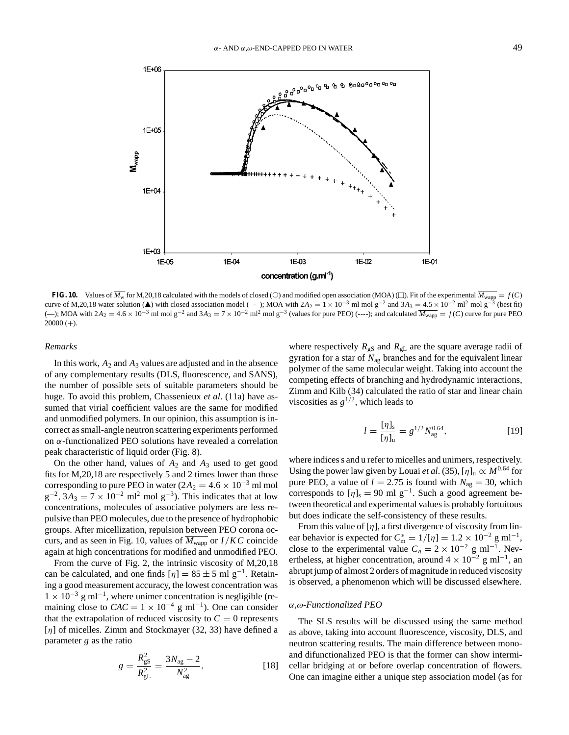**FIG. 10.** Values of $\overline{M_w}$ for M,20,18 calculated with the models of closed (○) and modified open association (MOA) (□). Fit of the experimental $\overline{M_{wapp}} = f(C)$ curve of M,20,18 water solution (▲) with closed association model (–·–); MOA with $2A_2 = 1 \times 10^{-3}$ ml mol g$^{-2}$ and $3A_3 = 4.5 \times 10^{-2}$ ml$^2$ mol g$^{-3}$ (best fit) (—); MOA with $2A_2 = 4.6 \times 10^{-3}$ ml mol g$^{-2}$ and $3A_3 = 7 \times 10^{-2}$ ml$^2$ mol g$^{-3}$ (values for pure PEO) (----); and calculated $\overline{M_{wapp}} = f(C)$ curve for pure PEO 20000 (+).

*Remarks*

In this work, $A_2$ and $A_3$ values are adjusted and in the absence of any complementary results (DLS, fluorescence, and SANS), the number of possible sets of suitable parameters should be huge. To avoid this problem, Chassenieux *et al*. (11a) have assumed that virial coefficient values are the same for modified and unmodified polymers. In our opinion, this assumption is incorrect as small-angle neutron scattering experiments performed on $\alpha$-functionalized PEO solutions have revealed a correlation peak characteristic of liquid order (Fig. 8).

On the other hand, values of $A_2$ and $A_3$ used to get good fits for M,20,18 are respectively 5 and 2 times lower than those corresponding to pure PEO in water ($2A_2 = 4.6 \times 10^{-3}$ ml mol g$^{-2}$, $3A_3 = 7 \times 10^{-2}$ ml$^2$ mol g$^{-3}$). This indicates that at low concentrations, molecules of associative polymers are less repulsive than PEO molecules, due to the presence of hydrophobic groups. After micellization, repulsion between PEO corona occurs, and as seen in Fig. 10, values of $\overline{M_{wapp}}$ or $I/KC$ coincide again at high concentrations for modified and unmodified PEO.

From the curve of Fig. 2, the intrinsic viscosity of M,20,18 can be calculated, and one finds $[\eta] = 85 \pm 5$ ml g$^{-1}$. Retaining a good measurement accuracy, the lowest concentration was $1 \times 10^{-3}$ g ml$^{-1}$, where unimer concentration is negligible (remaining close to $CAC = 1 \times 10^{-4}$ g ml$^{-1}$). One can consider that the extrapolation of reduced viscosity to $C = 0$ represents $[\eta]$ of micelles. Zimm and Stockmayer (32, 33) have defined a parameter $g$ as the ratio

$$g = \frac{R_{gS}^2}{R_{gL}^2} = \frac{3N_{ag} - 2}{N_{ag}^2}, \qquad [18]$$

where respectively $R_{gS}$ and $R_{gL}$ are the square average radii of gyration for a star of $N_{ag}$ branches and for the equivalent linear polymer of the same molecular weight. Taking into account the competing effects of branching and hydrodynamic interactions, Zimm and Kilb (34) calculated the ratio of star and linear chain viscosities as $g^{1/2}$, which leads to

$$l = \frac{[\eta]_s}{[\eta]_u} = g^{1/2} N_{ag}^{0.64}, \qquad [19]$$

where indices s and u refer to micelles and unimers, respectively. Using the power law given by Louai *et al*. (35), $[\eta]_u \propto M^{0.64}$ for pure PEO, a value of $l = 2.75$ is found with $N_{ag} = 30$, which corresponds to $[\eta]_s = 90$ ml g$^{-1}$. Such a good agreement between theoretical and experimental values is probably fortuitous but does indicate the self-consistency of these results.

From this value of $[\eta]$, a first divergence of viscosity from linear behavior is expected for $C_m^* = 1/[\eta] = 1.2 \times 10^{-2}$ g ml$^{-1}$, close to the experimental value $C_\eta = 2 \times 10^{-2}$ g ml$^{-1}$. Nevertheless, at higher concentration, around $4 \times 10^{-2}$ g ml$^{-1}$, an abrupt jump of almost 2 orders of magnitude in reduced viscosity is observed, a phenomenon which will be discussed elsewhere.

*α,ω-Functionalized PEO*

The SLS results will be discussed using the same method as above, taking into account fluorescence, viscosity, DLS, and neutron scattering results. The main difference between mono- and difunctionalized PEO is that the former can show intermicellar bridging at or before overlap concentration of flowers. One can imagine either a unique step association model (as for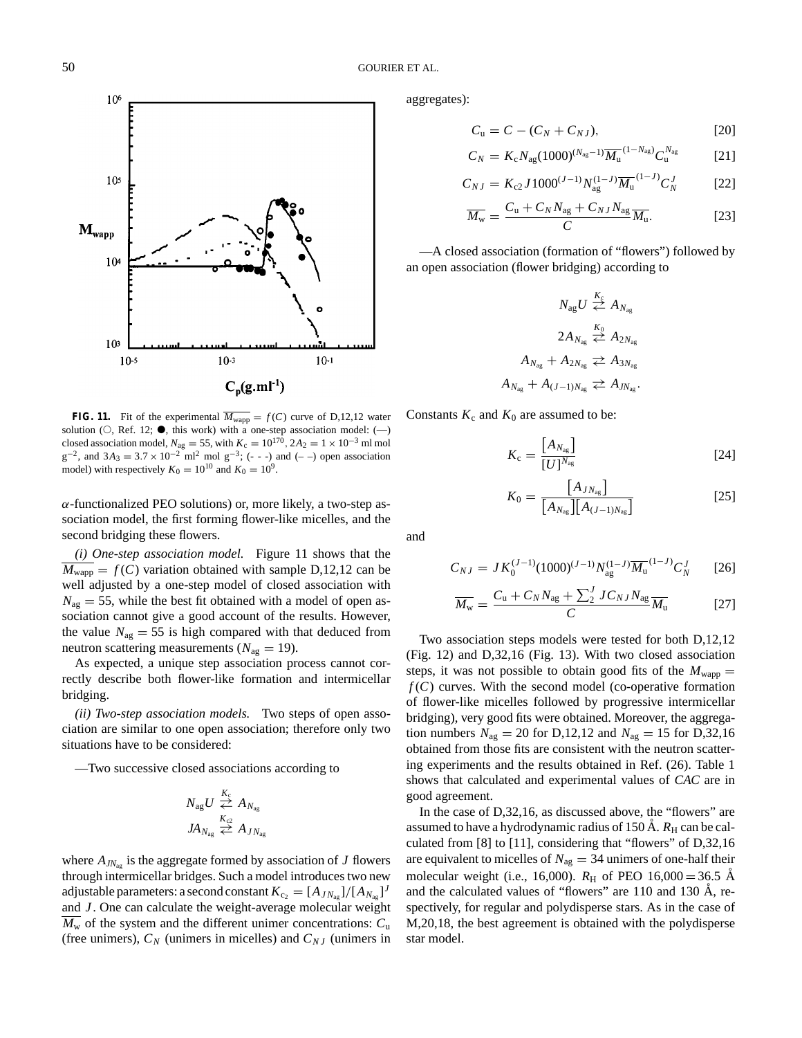**FIG. 11.** Fit of the experimental $\overline{M_{\text{wapp}}} = f(C)$ curve of D,12,12 water solution (○, Ref. 12; ●, this work) with a one-step association model: (—) closed association model, $N_{\text{ag}} = 55$, with $K_c = 10^{170}$, $2A_2 = 1 \times 10^{-3}$ ml mol g$^{-2}$, and $3A_3 = 3.7 \times 10^{-2}$ ml$^2$ mol g$^{-3}$; (- - -) and (– –) open association model) with respectively $K_0 = 10^{10}$ and $K_0 = 10^9$.

$\alpha$-functionalized PEO solutions) or, more likely, a two-step association model, the first forming flower-like micelles, and the second bridging these flowers.

*(i) One-step association model.* Figure 11 shows that the $\overline{M_{\text{wapp}}} = f(C)$ variation obtained with sample D,12,12 can be well adjusted by a one-step model of closed association with $N_{\text{ag}} = 55$, while the best fit obtained with a model of open association cannot give a good account of the results. However, the value $N_{\text{ag}} = 55$ is high compared with that deduced from neutron scattering measurements ($N_{\text{ag}} = 19$).

As expected, a unique step association process cannot correctly describe both flower-like formation and intermicellar bridging.

*(ii) Two-step association models.* Two steps of open association are similar to one open association; therefore only two situations have to be considered:

—Two successive closed associations according to

$$N_{\text{ag}}U \underset{}{\overset{K_c}{\rightleftarrows}} A_{N_{\text{ag}}}$$

$$JA_{N_{\text{ag}}} \underset{}{\overset{K_{c2}}{\rightleftarrows}} A_{JN_{\text{ag}}}$$

where $A_{JN_{\text{ag}}}$ is the aggregate formed by association of $J$ flowers through intermicellar bridges. Such a model introduces two new adjustable parameters: a second constant $K_{c_2} = [A_{JN_{\text{ag}}}]/[A_{N_{\text{ag}}}]^J$ and $J$. One can calculate the weight-average molecular weight $\overline{M_w}$ of the system and the different unimer concentrations: $C_u$ (free unimers), $C_N$ (unimers in micelles) and $C_{NJ}$ (unimers in aggregates):

$$C_u = C - (C_N + C_{NJ}), \tag{20}$$

$$C_N = K_c N_{\text{ag}} (1000)^{(N_{\text{ag}}-1)} \overline{M_u}^{(1-N_{\text{ag}})} C_u^{N_{\text{ag}}} \tag{21}$$

$$C_{NJ} = K_{c2} J 1000^{(J-1)} N_{\text{ag}}^{(1-J)} \overline{M_u}^{(1-J)} C_N^J \tag{22}$$

$$\overline{M_w} = \frac{C_u + C_N N_{\text{ag}} + C_{NJ} N_{\text{ag}}}{C} \overline{M_u}. \tag{23}$$

—A closed association (formation of "flowers") followed by an open association (flower bridging) according to

$$N_{\text{ag}}U \overset{K_c}{\rightleftarrows} A_{N_{\text{ag}}}$$

$$2A_{N_{\text{ag}}} \overset{K_0}{\rightleftarrows} A_{2N_{\text{ag}}}$$

$$A_{N_{\text{ag}}} + A_{2N_{\text{ag}}} \rightleftarrows A_{3N_{\text{ag}}}$$

$$A_{N_{\text{ag}}} + A_{(J-1)N_{\text{ag}}} \rightleftarrows A_{JN_{\text{ag}}}.$$

Constants $K_c$ and $K_0$ are assumed to be:

$$K_c = \frac{[A_{N_{\text{ag}}}]}{[U]^{N_{\text{ag}}}} \tag{24}$$

$$K_0 = \frac{[A_{JN_{\text{ag}}}]}{[A_{N_{\text{ag}}}][A_{(J-1)N_{\text{ag}}}]} \tag{25}$$

and

$$C_{NJ} = J K_0^{(J-1)} (1000)^{(J-1)} N_{\text{ag}}^{(1-J)} \overline{M_u}^{(1-J)} C_N^J \tag{26}$$

$$\overline{M_w} = \frac{C_u + C_N N_{\text{ag}} + \sum_2^J J C_{NJ} N_{\text{ag}}}{C} \overline{M_u} \tag{27}$$

Two association steps models were tested for both D,12,12 (Fig. 12) and D,32,16 (Fig. 13). With two closed association steps, it was not possible to obtain good fits of the $M_{\text{wapp}} = f(C)$ curves. With the second model (co-operative formation of flower-like micelles followed by progressive intermicellar bridging), very good fits were obtained. Moreover, the aggregation numbers $N_{\text{ag}} = 20$ for D,12,12 and $N_{\text{ag}} = 15$ for D,32,16 obtained from those fits are consistent with the neutron scattering experiments and the results obtained in Ref. (26). Table 1 shows that calculated and experimental values of *CAC* are in good agreement.

In the case of D,32,16, as discussed above, the "flowers" are assumed to have a hydrodynamic radius of 150 Å. $R_H$ can be calculated from [8] to [11], considering that "flowers" of D,32,16 are equivalent to micelles of $N_{\text{ag}} = 34$ unimers of one-half their molecular weight (i.e., 16,000). $R_H$ of PEO 16,000 = 36.5 Å and the calculated values of "flowers" are 110 and 130 Å, respectively, for regular and polydisperse stars. As in the case of M,20,18, the best agreement is obtained with the polydisperse star model.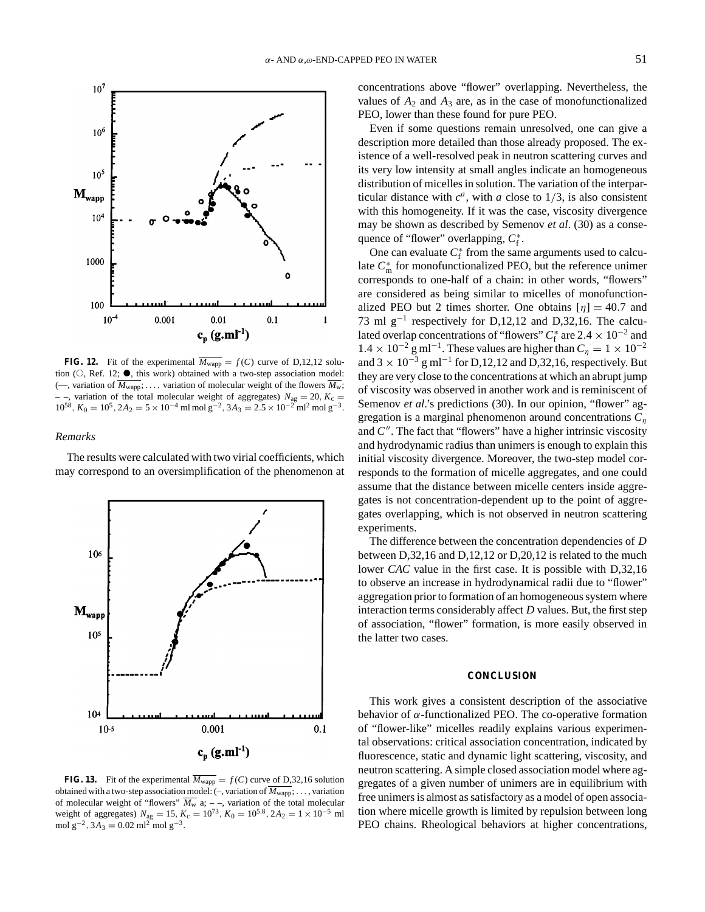**FIG. 12.** Fit of the experimental $\overline{M_{wapp}} = f(C)$ curve of D,12,12 solution (○, Ref. 12; ●, this work) obtained with a two-step association model: (—, variation of $\overline{M_{wapp}}$; . . . , variation of molecular weight of the flowers $\overline{M_w}$; – –, variation of the total molecular weight of aggregates) $N_{ag} = 20$, $K_c = 10^{58}$, $K_0 = 10^5$, $2A_2 = 5 \times 10^{-4}$ ml mol g$^{-2}$, $3A_3 = 2.5 \times 10^{-2}$ ml$^2$ mol g$^{-3}$.

*Remarks*

The results were calculated with two virial coefficients, which may correspond to an oversimplification of the phenomenon at concentrations above "flower" overlapping. Nevertheless, the values of $A_2$ and $A_3$ are, as in the case of monofunctionalized PEO, lower than these found for pure PEO.

**FIG. 13.** Fit of the experimental $\overline{M_{wapp}} = f(C)$ curve of D,32,16 solution obtained with a two-step association model: (–, variation of $\overline{M_{wapp}}$; . . . , variation of molecular weight of "flowers" $\overline{M_w}$ a; – –, variation of the total molecular weight of aggregates) $N_{ag} = 15$, $K_c = 10^{73}$, $K_0 = 10^{5.8}$, $2A_2 = 1 \times 10^{-5}$ ml mol g$^{-2}$, $3A_3 = 0.02$ ml$^2$ mol g$^{-3}$.

Even if some questions remain unresolved, one can give a description more detailed than those already proposed. The existence of a well-resolved peak in neutron scattering curves and its very low intensity at small angles indicate an homogeneous distribution of micelles in solution. The variation of the interparticular distance with $c^a$, with $a$ close to 1/3, is also consistent with this homogeneity. If it was the case, viscosity divergence may be shown as described by Semenov *et al*. (30) as a consequence of "flower" overlapping, $C_f^*$.

One can evaluate $C_f^*$ from the same arguments used to calculate $C_m^*$ for monofunctionalized PEO, but the reference unimer corresponds to one-half of a chain: in other words, "flowers" are considered as being similar to micelles of monofunctionalized PEO but 2 times shorter. One obtains $[\eta] = 40.7$ and 73 ml g$^{-1}$ respectively for D,12,12 and D,32,16. The calculated overlap concentrations of "flowers" $C_f^*$ are $2.4 \times 10^{-2}$ and $1.4 \times 10^{-2}$ g ml$^{-1}$. These values are higher than $C_\eta = 1 \times 10^{-2}$ and $3 \times 10^{-3}$ g ml$^{-1}$ for D,12,12 and D,32,16, respectively. But they are very close to the concentrations at which an abrupt jump of viscosity was observed in another work and is reminiscent of Semenov *et al*.'s predictions (30). In our opinion, "flower" aggregation is a marginal phenomenon around concentrations $C_\eta$ and $C''$. The fact that "flowers" have a higher intrinsic viscosity and hydrodynamic radius than unimers is enough to explain this initial viscosity divergence. Moreover, the two-step model corresponds to the formation of micelle aggregates, and one could assume that the distance between micelle centers inside aggregates is not concentration-dependent up to the point of aggregates overlapping, which is not observed in neutron scattering experiments.

The difference between the concentration dependencies of $D$ between D,32,16 and D,12,12 or D,20,12 is related to the much lower *CAC* value in the first case. It is possible with D,32,16 to observe an increase in hydrodynamical radii due to "flower" aggregation prior to formation of an homogeneous system where interaction terms considerably affect $D$ values. But, the first step of association, "flower" formation, is more easily observed in the latter two cases.

## CONCLUSION

This work gives a consistent description of the associative behavior of $\alpha$-functionalized PEO. The co-operative formation of "flower-like" micelles readily explains various experimental observations: critical association concentration, indicated by fluorescence, static and dynamic light scattering, viscosity, and neutron scattering. A simple closed association model where aggregates of a given number of unimers are in equilibrium with free unimers is almost as satisfactory as a model of open association where micelle growth is limited by repulsion between long PEO chains. Rheological behaviors at higher concentrations,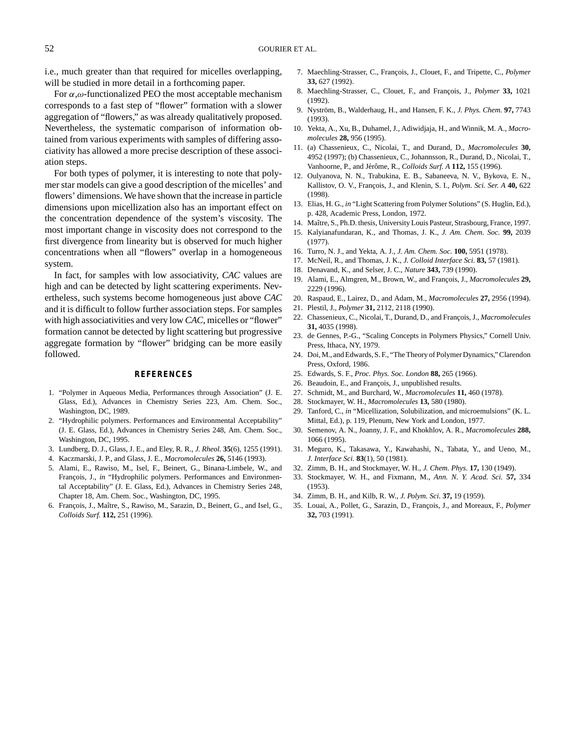i.e., much greater than that required for micelles overlapping, will be studied in more detail in a forthcoming paper.

For $\alpha,\omega$-functionalized PEO the most acceptable mechanism corresponds to a fast step of "flower" formation with a slower aggregation of "flowers," as was already qualitatively proposed. Nevertheless, the systematic comparison of information obtained from various experiments with samples of differing associativity has allowed a more precise description of these association steps.

For both types of polymer, it is interesting to note that polymer star models can give a good description of the micelles' and flowers' dimensions. We have shown that the increase in particle dimensions upon micellization also has an important effect on the concentration dependence of the system's viscosity. The most important change in viscosity does not correspond to the first divergence from linearity but is observed for much higher concentrations when all "flowers" overlap in a homogeneous system.

In fact, for samples with low associativity, *CAC* values are high and can be detected by light scattering experiments. Nevertheless, such systems become homogeneous just above *CAC* and it is difficult to follow further association steps. For samples with high associativities and very low *CAC*, micelles or "flower" formation cannot be detected by light scattering but progressive aggregate formation by "flower" bridging can be more easily followed.

## REFERENCES

1. "Polymer in Aqueous Media, Performances through Association" (J. E. Glass, Ed.), Advances in Chemistry Series 223, Am. Chem. Soc., Washington, DC, 1989.
2. "Hydrophilic polymers. Performances and Environmental Acceptability" (J. E. Glass, Ed.), Advances in Chemistry Series 248, Am. Chem. Soc., Washington, DC, 1995.
3. Lundberg, D. J., Glass, J. E., and Eley, R. R., *J. Rheol.* **35**(6), 1255 (1991).
4. Kaczmarski, J. P., and Glass, J. E., *Macromolecules* **26,** 5146 (1993).
5. Alami, E., Rawiso, M., Isel, F., Beinert, G., Binana-Limbele, W., and François, J., *in* "Hydrophilic polymers. Performances and Environmental Acceptability" (J. E. Glass, Ed.), Advances in Chemistry Series 248, Chapter 18, Am. Chem. Soc., Washington, DC, 1995.
6. François, J., Maître, S., Rawiso, M., Sarazin, D., Beinert, G., and Isel, G., *Colloids Surf.* **112,** 251 (1996).
7. Maechling-Strasser, C., François, J., Clouet, F., and Tripette, C., *Polymer* **33,** 627 (1992).
8. Maechling-Strasser, C., Clouet, F., and François, J., *Polymer* **33,** 1021 (1992).
9. Nyström, B., Walderhaug, H., and Hansen, F. K., *J. Phys. Chem.* **97,** 7743 (1993).
10. Yekta, A., Xu, B., Duhamel, J., Adiwidjaja, H., and Winnik, M. A., *Macromolecules* **28,** 956 (1995).
11. (a) Chassenieux, C., Nicolai, T., and Durand, D., *Macromolecules* **30,** 4952 (1997); (b) Chassenieux, C., Johannsson, R., Durand, D., Nicolai, T., Vanhoorne, P., and Jérôme, R., *Colloids Surf. A* **112,** 155 (1996).
12. Oulyanova, N. N., Trabukina, E. B., Sabaneeva, N. V., Bykova, E. N., Kallistov, O. V., François, J., and Klenin, S. I., *Polym. Sci. Ser. A* **40,** 622 (1998).
13. Elias, H. G., *in* "Light Scattering from Polymer Solutions" (S. Huglin, Ed.), p. 428, Academic Press, London, 1972.
14. Maître, S., Ph.D. thesis, University Louis Pasteur, Strasbourg, France, 1997.
15. Kalyianafundaran, K., and Thomas, J. K., *J. Am. Chem. Soc.* **99,** 2039 (1977).
16. Turro, N. J., and Yekta, A. J., *J. Am. Chem. Soc.* **100,** 5951 (1978).
17. McNeil, R., and Thomas, J. K., *J. Colloid Interface Sci.* **83,** 57 (1981).
18. Denavand, K., and Selser, J. C., *Nature* **343,** 739 (1990).
19. Alami, E., Almgren, M., Brown, W., and François, J., *Macromolecules* **29,** 2229 (1996).
20. Raspaud, E., Lairez, D., and Adam, M., *Macromolecules* **27,** 2956 (1994).
21. Plestil, J., *Polymer* **31,** 2112, 2118 (1990).
22. Chassenieux, C., Nicolai, T., Durand, D., and François, J., *Macromolecules* **31,** 4035 (1998).
23. de Gennes, P.-G., "Scaling Concepts in Polymers Physics," Cornell Univ. Press, Ithaca, NY, 1979.
24. Doi, M., and Edwards, S. F., "The Theory of Polymer Dynamics," Clarendon Press, Oxford, 1986.
25. Edwards, S. F., *Proc. Phys. Soc. London* **88,** 265 (1966).
26. Beaudoin, E., and François, J., unpublished results.
27. Schmidt, M., and Burchard, W., *Macromolecules* **11,** 460 (1978).
28. Stockmayer, W. H., *Macromolecules* **13,** 580 (1980).
29. Tanford, C., *in* "Micellization, Solubilization, and microemulsions" (K. L. Mittal, Ed.), p. 119, Plenum, New York and London, 1977.
30. Semenov, A. N., Joanny, J. F., and Khokhlov, A. R., *Macromolecules* **288,** 1066 (1995).
31. Meguro, K., Takasawa, Y., Kawahashi, N., Tabata, Y., and Ueno, M., *J. Interface Sci.* **83**(1), 50 (1981).
32. Zimm, B. H., and Stockmayer, W. H., *J. Chem. Phys.* **17,** 130 (1949).
33. Stockmayer, W. H., and Fixmann, M., *Ann. N. Y. Acad. Sci.* **57,** 334 (1953).
34. Zimm, B. H., and Kilb, R. W., *J. Polym. Sci.* **37,** 19 (1959).
35. Louai, A., Pollet, G., Sarazin, D., François, J., and Moreaux, F., *Polymer* **32,** 703 (1991).